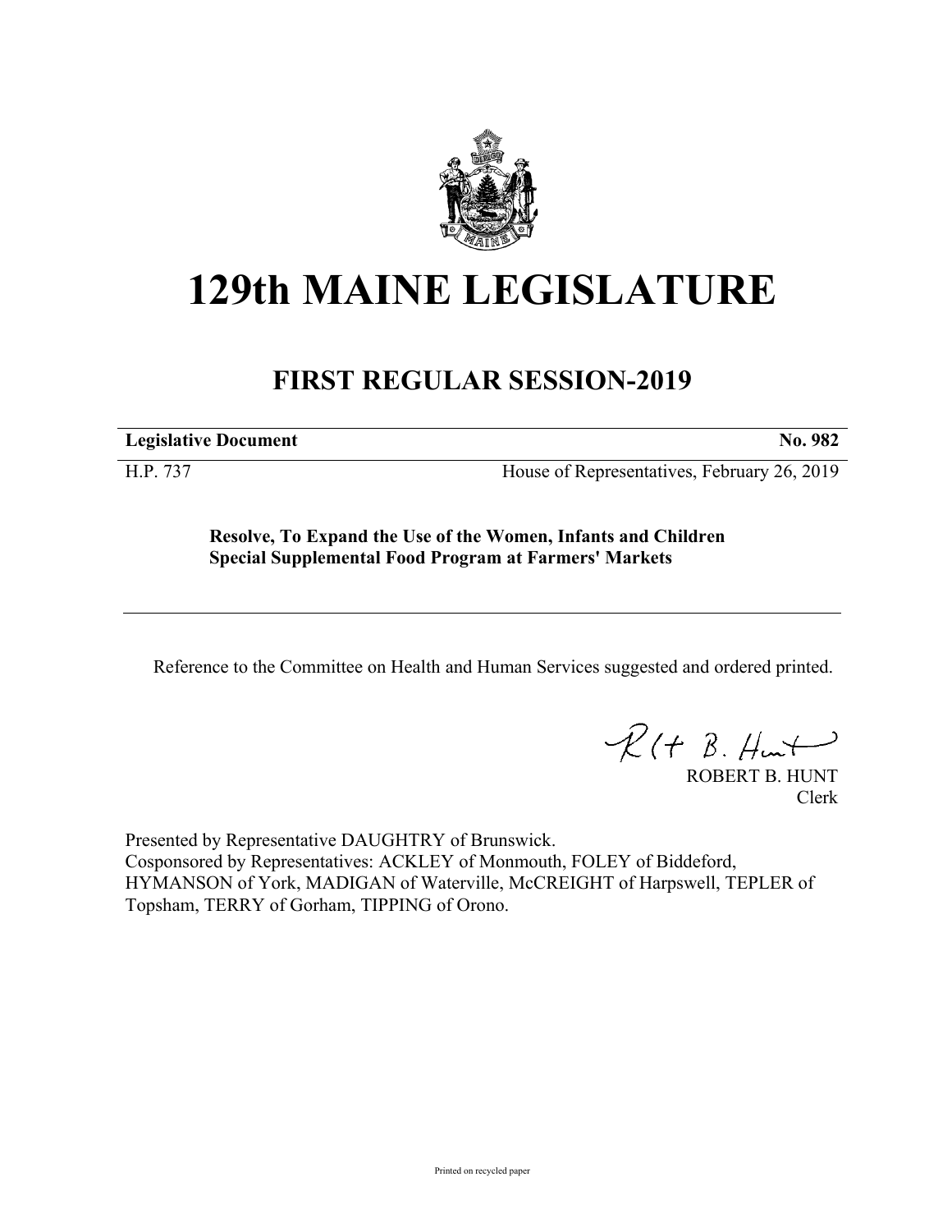# 129th MAINE LEGISLATURE

## FIRST REGULAR SESSION-2019

| **Legislative Document** | **No. 982** |
|---|---|
| H.P. 737 | House of Representatives, February 26, 2019 |

**Resolve, To Expand the Use of the Women, Infants and Children Special Supplemental Food Program at Farmers' Markets**

Reference to the Committee on Health and Human Services suggested and ordered printed.

ROBERT B. HUNT
Clerk

Presented by Representative DAUGHTRY of Brunswick.
Cosponsored by Representatives: ACKLEY of Monmouth, FOLEY of Biddeford, HYMANSON of York, MADIGAN of Waterville, McCREIGHT of Harpswell, TEPLER of Topsham, TERRY of Gorham, TIPPING of Orono.

Printed on recycled paper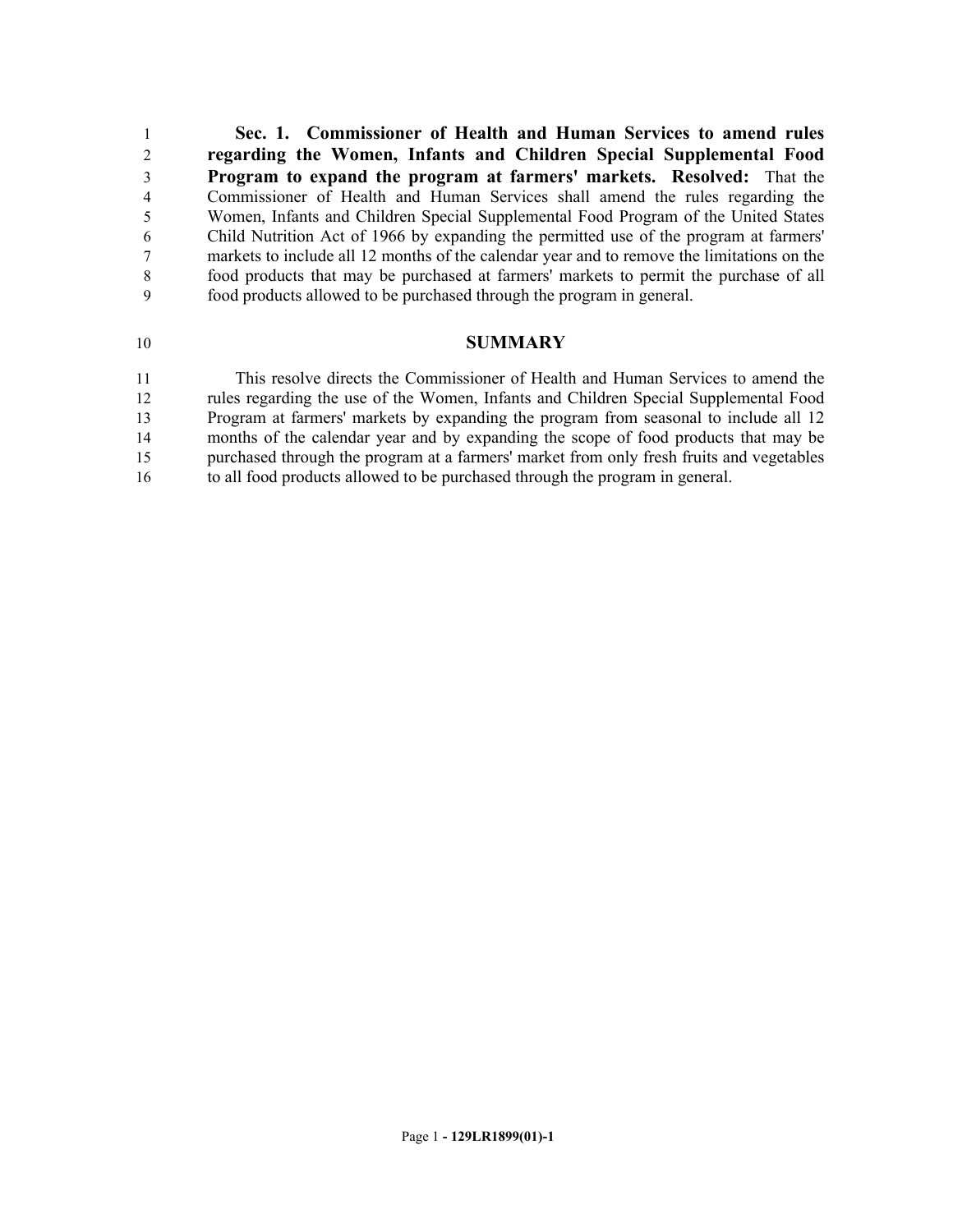**Sec. 1. Commissioner of Health and Human Services to amend rules regarding the Women, Infants and Children Special Supplemental Food Program to expand the program at farmers' markets. Resolved:** That the Commissioner of Health and Human Services shall amend the rules regarding the Women, Infants and Children Special Supplemental Food Program of the United States Child Nutrition Act of 1966 by expanding the permitted use of the program at farmers' markets to include all 12 months of the calendar year and to remove the limitations on the food products that may be purchased at farmers' markets to permit the purchase of all food products allowed to be purchased through the program in general.

## SUMMARY

This resolve directs the Commissioner of Health and Human Services to amend the rules regarding the use of the Women, Infants and Children Special Supplemental Food Program at farmers' markets by expanding the program from seasonal to include all 12 months of the calendar year and by expanding the scope of food products that may be purchased through the program at a farmers' market from only fresh fruits and vegetables to all food products allowed to be purchased through the program in general.